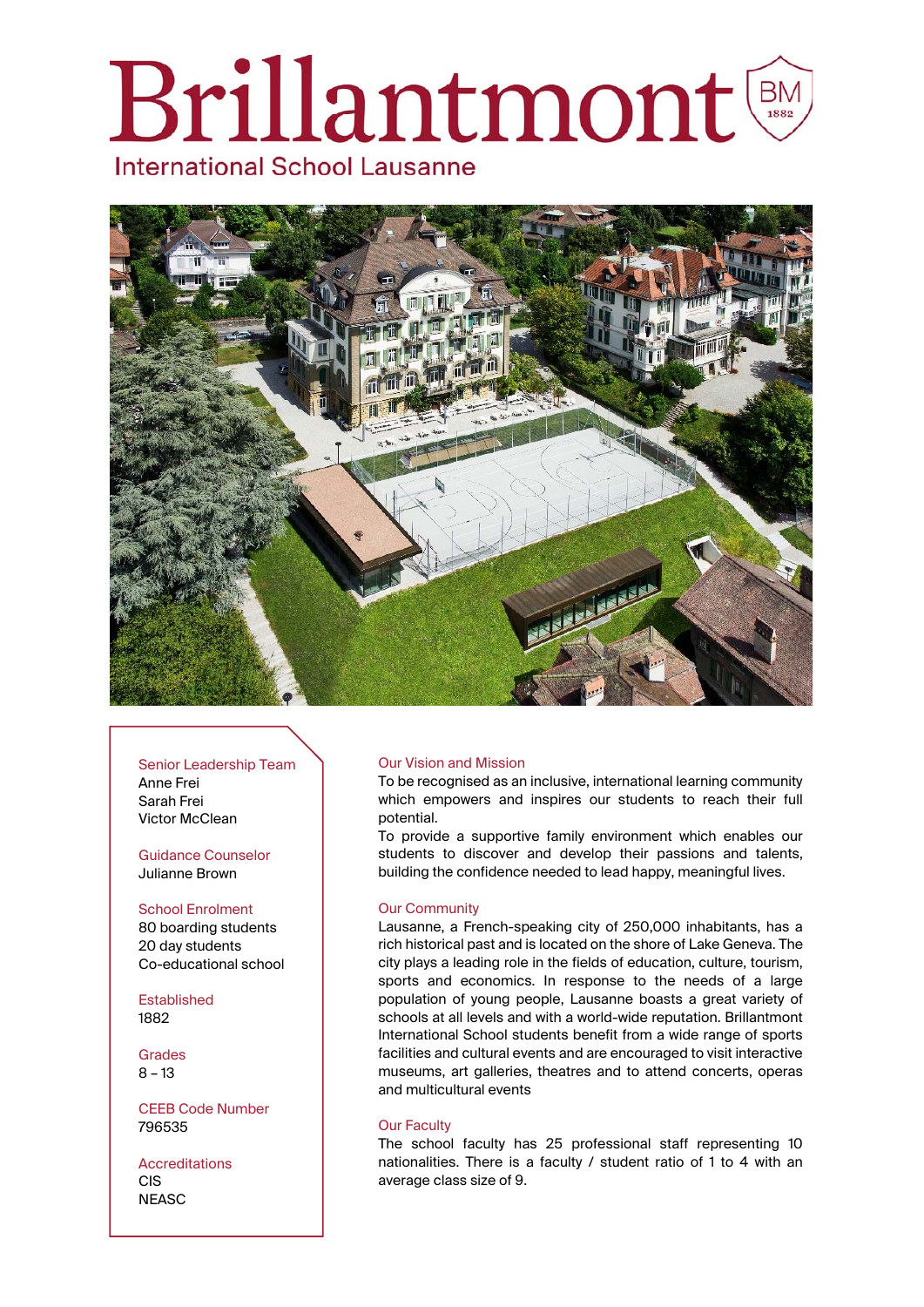# Brillantmont

International School Lausanne

### Senior Leadership Team
Anne Frei
Sarah Frei
Victor McClean

### Guidance Counselor
Julianne Brown

### School Enrolment
80 boarding students
20 day students
Co-educational school

### Established
1882

### Grades
8 – 13

### CEEB Code Number
796535

### Accreditations
CIS
NEASC

## Our Vision and Mission

To be recognised as an inclusive, international learning community which empowers and inspires our students to reach their full potential.
To provide a supportive family environment which enables our students to discover and develop their passions and talents, building the confidence needed to lead happy, meaningful lives.

## Our Community

Lausanne, a French-speaking city of 250,000 inhabitants, has a rich historical past and is located on the shore of Lake Geneva. The city plays a leading role in the fields of education, culture, tourism, sports and economics. In response to the needs of a large population of young people, Lausanne boasts a great variety of schools at all levels and with a world-wide reputation. Brillantmont International School students benefit from a wide range of sports facilities and cultural events and are encouraged to visit interactive museums, art galleries, theatres and to attend concerts, operas and multicultural events

## Our Faculty

The school faculty has 25 professional staff representing 10 nationalities. There is a faculty / student ratio of 1 to 4 with an average class size of 9.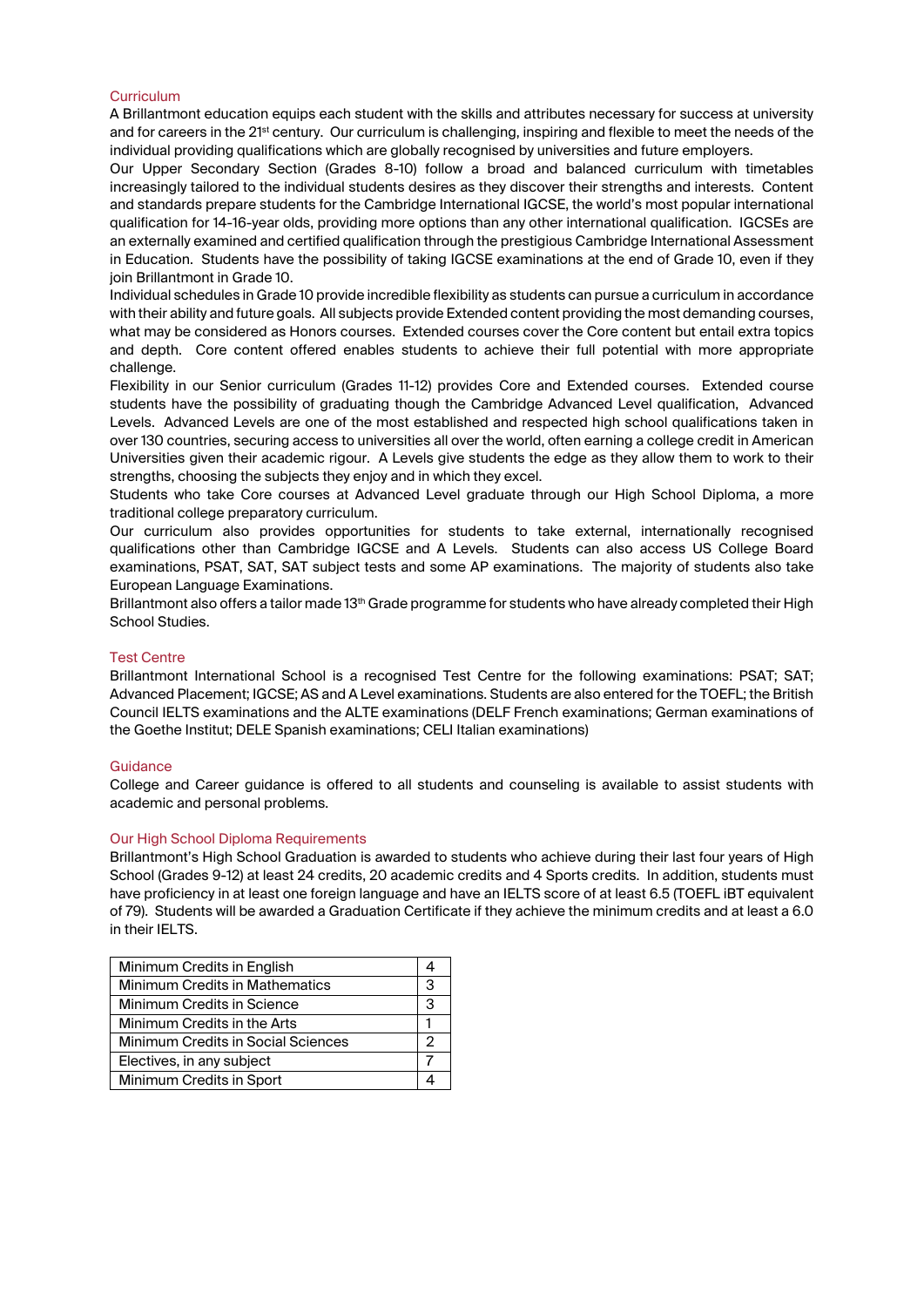## Curriculum

A Brillantmont education equips each student with the skills and attributes necessary for success at university and for careers in the 21st century. Our curriculum is challenging, inspiring and flexible to meet the needs of the individual providing qualifications which are globally recognised by universities and future employers.

Our Upper Secondary Section (Grades 8-10) follow a broad and balanced curriculum with timetables increasingly tailored to the individual students desires as they discover their strengths and interests. Content and standards prepare students for the Cambridge International IGCSE, the world's most popular international qualification for 14-16-year olds, providing more options than any other international qualification. IGCSEs are an externally examined and certified qualification through the prestigious Cambridge International Assessment in Education. Students have the possibility of taking IGCSE examinations at the end of Grade 10, even if they join Brillantmont in Grade 10.

Individual schedules in Grade 10 provide incredible flexibility as students can pursue a curriculum in accordance with their ability and future goals. All subjects provide Extended content providing the most demanding courses, what may be considered as Honors courses. Extended courses cover the Core content but entail extra topics and depth. Core content offered enables students to achieve their full potential with more appropriate challenge.

Flexibility in our Senior curriculum (Grades 11-12) provides Core and Extended courses. Extended course students have the possibility of graduating though the Cambridge Advanced Level qualification, Advanced Levels. Advanced Levels are one of the most established and respected high school qualifications taken in over 130 countries, securing access to universities all over the world, often earning a college credit in American Universities given their academic rigour. A Levels give students the edge as they allow them to work to their strengths, choosing the subjects they enjoy and in which they excel.

Students who take Core courses at Advanced Level graduate through our High School Diploma, a more traditional college preparatory curriculum.

Our curriculum also provides opportunities for students to take external, internationally recognised qualifications other than Cambridge IGCSE and A Levels. Students can also access US College Board examinations, PSAT, SAT, SAT subject tests and some AP examinations. The majority of students also take European Language Examinations.

Brillantmont also offers a tailor made 13th Grade programme for students who have already completed their High School Studies.

## Test Centre

Brillantmont International School is a recognised Test Centre for the following examinations: PSAT; SAT; Advanced Placement; IGCSE; AS and A Level examinations. Students are also entered for the TOEFL; the British Council IELTS examinations and the ALTE examinations (DELF French examinations; German examinations of the Goethe Institut; DELE Spanish examinations; CELI Italian examinations)

## Guidance

College and Career guidance is offered to all students and counseling is available to assist students with academic and personal problems.

## Our High School Diploma Requirements

Brillantmont's High School Graduation is awarded to students who achieve during their last four years of High School (Grades 9-12) at least 24 credits, 20 academic credits and 4 Sports credits. In addition, students must have proficiency in at least one foreign language and have an IELTS score of at least 6.5 (TOEFL iBT equivalent of 79). Students will be awarded a Graduation Certificate if they achieve the minimum credits and at least a 6.0 in their IELTS.

| | |
|---|---|
| Minimum Credits in English | 4 |
| Minimum Credits in Mathematics | 3 |
| Minimum Credits in Science | 3 |
| Minimum Credits in the Arts | 1 |
| Minimum Credits in Social Sciences | 2 |
| Electives, in any subject | 7 |
| Minimum Credits in Sport | 4 |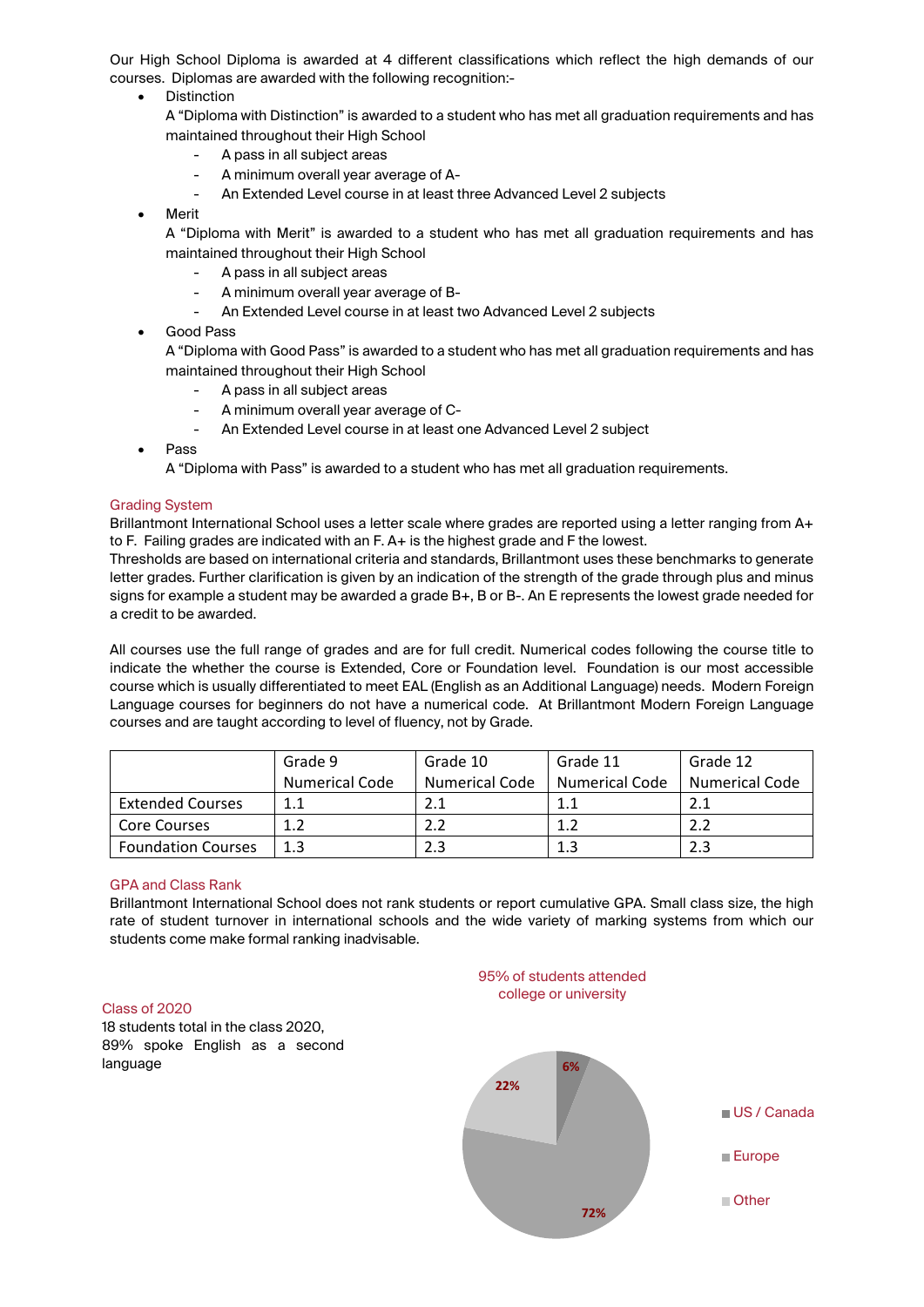Our High School Diploma is awarded at 4 different classifications which reflect the high demands of our courses. Diplomas are awarded with the following recognition:-

- Distinction

  A "Diploma with Distinction" is awarded to a student who has met all graduation requirements and has maintained throughout their High School
  - A pass in all subject areas
  - A minimum overall year average of A-
  - An Extended Level course in at least three Advanced Level 2 subjects
- Merit

  A "Diploma with Merit" is awarded to a student who has met all graduation requirements and has maintained throughout their High School
  - A pass in all subject areas
  - A minimum overall year average of B-
  - An Extended Level course in at least two Advanced Level 2 subjects
- Good Pass

  A "Diploma with Good Pass" is awarded to a student who has met all graduation requirements and has maintained throughout their High School
  - A pass in all subject areas
  - A minimum overall year average of C-
  - An Extended Level course in at least one Advanced Level 2 subject
- Pass

  A "Diploma with Pass" is awarded to a student who has met all graduation requirements.

## Grading System

Brillantmont International School uses a letter scale where grades are reported using a letter ranging from A+ to F. Failing grades are indicated with an F. A+ is the highest grade and F the lowest.
Thresholds are based on international criteria and standards, Brillantmont uses these benchmarks to generate letter grades. Further clarification is given by an indication of the strength of the grade through plus and minus signs for example a student may be awarded a grade B+, B or B-. An E represents the lowest grade needed for a credit to be awarded.

All courses use the full range of grades and are for full credit. Numerical codes following the course title to indicate the whether the course is Extended, Core or Foundation level. Foundation is our most accessible course which is usually differentiated to meet EAL (English as an Additional Language) needs. Modern Foreign Language courses for beginners do not have a numerical code. At Brillantmont Modern Foreign Language courses and are taught according to level of fluency, not by Grade.

| | Grade 9 Numerical Code | Grade 10 Numerical Code | Grade 11 Numerical Code | Grade 12 Numerical Code |
|---|---|---|---|---|
| Extended Courses | 1.1 | 2.1 | 1.1 | 2.1 |
| Core Courses | 1.2 | 2.2 | 1.2 | 2.2 |
| Foundation Courses | 1.3 | 2.3 | 1.3 | 2.3 |

## GPA and Class Rank

Brillantmont International School does not rank students or report cumulative GPA. Small class size, the high rate of student turnover in international schools and the wide variety of marking systems from which our students come make formal ranking inadvisable.

## Class of 2020

18 students total in the class 2020, 89% spoke English as a second language

95% of students attended college or university

- US / Canada: 6%
- Europe: 72%
- Other: 22%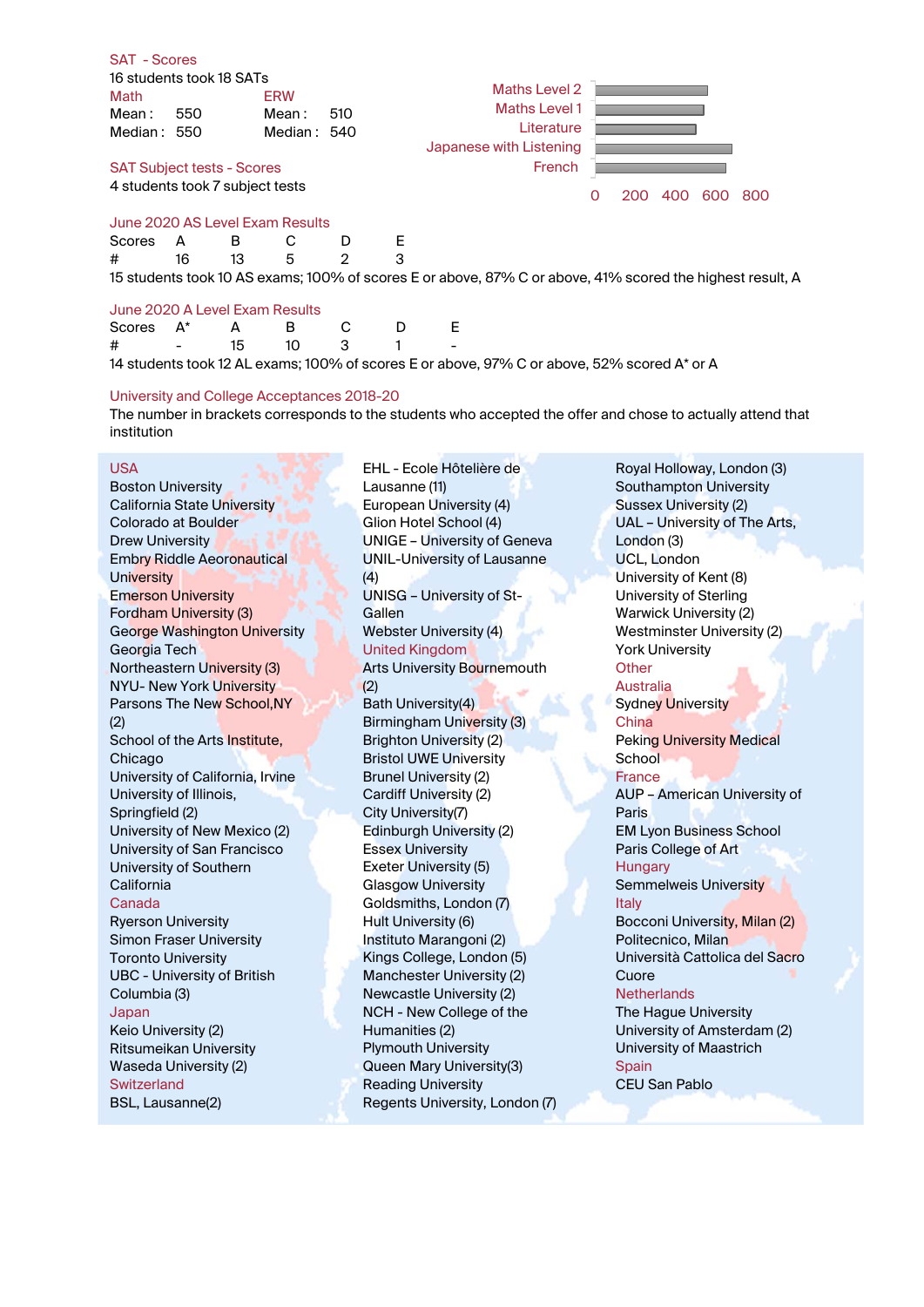## SAT - Scores

16 students took 18 SATs

| Math | | ERW | |
|---|---|---|---|
| Mean : | 550 | Mean : | 510 |
| Median : | 550 | Median : | 540 |

## SAT Subject tests - Scores

4 students took 7 subject tests

Maths Level 2
Maths Level 1
Literature
Japanese with Listening
French

0 200 400 600 800

## June 2020 AS Level Exam Results

| Scores | A | B | C | D | E |
|---|---|---|---|---|---|
| # | 16 | 13 | 5 | 2 | 3 |

15 students took 10 AS exams; 100% of scores E or above, 87% C or above, 41% scored the highest result, A

## June 2020 A Level Exam Results

| Scores | A* | A | B | C | D | E |
|---|---|---|---|---|---|---|
| # | - | 15 | 10 | 3 | 1 | - |

14 students took 12 AL exams; 100% of scores E or above, 97% C or above, 52% scored A* or A

## University and College Acceptances 2018-20

The number in brackets corresponds to the students who accepted the offer and chose to actually attend that institution

### USA

Boston University
California State University
Colorado at Boulder
Drew University
Embry Riddle Aeoronautical University
Emerson University
Fordham University (3)
George Washington University
Georgia Tech
Northeastern University (3)
NYU- New York University
Parsons The New School,NY (2)
School of the Arts Institute, Chicago
University of California, Irvine
University of Illinois, Springfield (2)
University of New Mexico (2)
University of San Francisco
University of Southern California

### Canada

Ryerson University
Simon Fraser University
Toronto University
UBC - University of British Columbia (3)

### Japan

Keio University (2)
Ritsumeikan University
Waseda University (2)

### Switzerland

BSL, Lausanne(2)
EHL - Ecole Hôtelière de Lausanne (11)
European University (4)
Glion Hotel School (4)
UNIGE – University of Geneva
UNIL-University of Lausanne (4)
UNISG – University of St-Gallen
Webster University (4)

### United Kingdom

Arts University Bournemouth (2)
Bath University(4)
Birmingham University (3)
Brighton University (2)
Bristol UWE University
Brunel University (2)
Cardiff University (2)
City University(7)
Edinburgh University (2)
Essex University
Exeter University (5)
Glasgow University
Goldsmiths, London (7)
Hult University (6)
Instituto Marangoni (2)
Kings College, London (5)
Manchester University (2)
Newcastle University (2)
NCH - New College of the Humanities (2)
Plymouth University
Queen Mary University(3)
Reading University
Regents University, London (7)
Royal Holloway, London (3)
Southampton University
Sussex University (2)
UAL – University of The Arts, London (3)
UCL, London
University of Kent (8)
University of Sterling
Warwick University (2)
Westminster University (2)
York University

### Other

#### Australia

Sydney University

#### China

Peking University Medical School

#### France

AUP – American University of Paris
EM Lyon Business School
Paris College of Art

#### Hungary

Semmelweis University

#### Italy

Bocconi University, Milan (2)
Politecnico, Milan
Università Cattolica del Sacro Cuore

#### Netherlands

The Hague University
University of Amsterdam (2)
University of Maastrich

#### Spain

CEU San Pablo